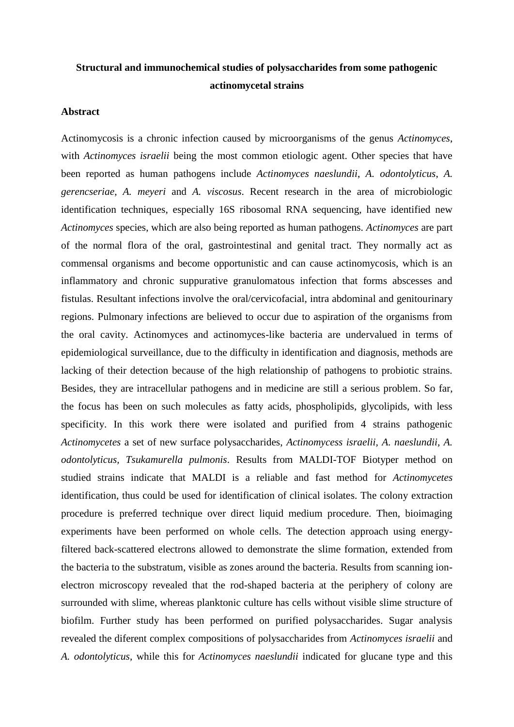# Structural and immunochemical studies of polysaccharides from some pathogenic actinomycetal strains

## Abstract

Actinomycosis is a chronic infection caused by microorganisms of the genus *Actinomyces*, with *Actinomyces israelii* being the most common etiologic agent. Other species that have been reported as human pathogens include *Actinomyces naeslundii*, *A. odontolyticus*, *A. gerencseriae*, *A. meyeri* and *A. viscosus*. Recent research in the area of microbiologic identification techniques, especially 16S ribosomal RNA sequencing, have identified new *Actinomyces* species, which are also being reported as human pathogens. *Actinomyces* are part of the normal flora of the oral, gastrointestinal and genital tract. They normally act as commensal organisms and become opportunistic and can cause actinomycosis, which is an inflammatory and chronic suppurative granulomatous infection that forms abscesses and fistulas. Resultant infections involve the oral/cervicofacial, intra abdominal and genitourinary regions. Pulmonary infections are believed to occur due to aspiration of the organisms from the oral cavity. Actinomyces and actinomyces-like bacteria are undervalued in terms of epidemiological surveillance, due to the difficulty in identification and diagnosis, methods are lacking of their detection because of the high relationship of pathogens to probiotic strains. Besides, they are intracellular pathogens and in medicine are still a serious problem. So far, the focus has been on such molecules as fatty acids, phospholipids, glycolipids, with less specificity. In this work there were isolated and purified from 4 strains pathogenic *Actinomycetes* a set of new surface polysaccharides, *Actinomycess israelii, A. naeslundii, A. odontolyticus, Tsukamurella pulmonis*. Results from MALDI-TOF Biotyper method on studied strains indicate that MALDI is a reliable and fast method for *Actinomycetes* identification, thus could be used for identification of clinical isolates. The colony extraction procedure is preferred technique over direct liquid medium procedure. Then, bioimaging experiments have been performed on whole cells. The detection approach using energy-filtered back-scattered electrons allowed to demonstrate the slime formation, extended from the bacteria to the substratum, visible as zones around the bacteria. Results from scanning ion-electron microscopy revealed that the rod-shaped bacteria at the periphery of colony are surrounded with slime, whereas planktonic culture has cells without visible slime structure of biofilm. Further study has been performed on purified polysaccharides. Sugar analysis revealed the diferent complex compositions of polysaccharides from *Actinomyces israelii* and *A. odontolyticus*, while this for *Actinomyces naeslundii* indicated for glucane type and this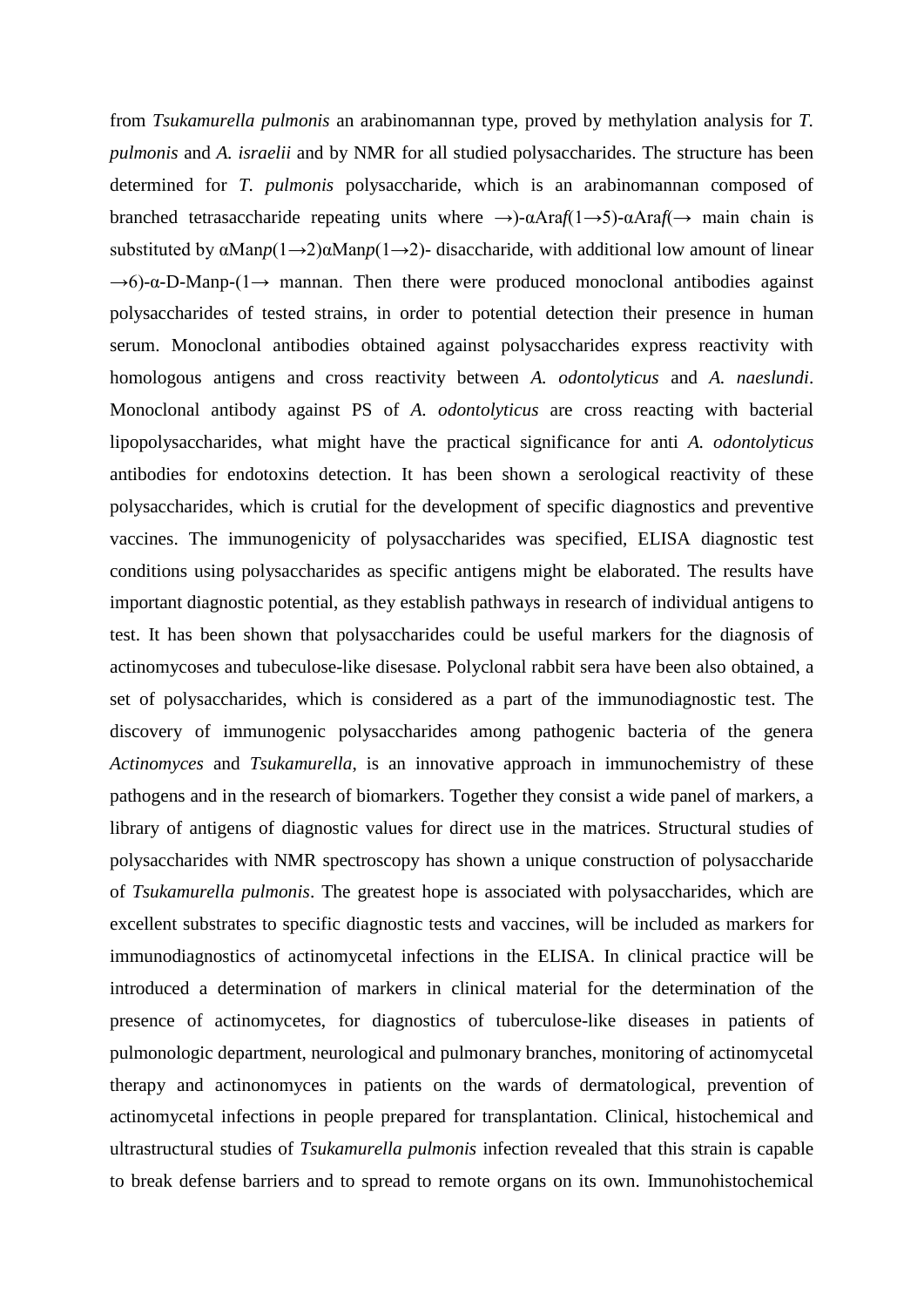from *Tsukamurella pulmonis* an arabinomannan type, proved by methylation analysis for *T. pulmonis* and *A. israelii* and by NMR for all studied polysaccharides. The structure has been determined for *T. pulmonis* polysaccharide, which is an arabinomannan composed of branched tetrasaccharide repeating units where →)-αAra*f*(1→5)-αAra*f*(→ main chain is substituted by αMan*p*(1→2)αMan*p*(1→2)- disaccharide, with additional low amount of linear →6)-α-D-Manp-(1→ mannan. Then there were produced monoclonal antibodies against polysaccharides of tested strains, in order to potential detection their presence in human serum. Monoclonal antibodies obtained against polysaccharides express reactivity with homologous antigens and cross reactivity between *A. odontolyticus* and *A. naeslundi*. Monoclonal antibody against PS of *A. odontolyticus* are cross reacting with bacterial lipopolysaccharides, what might have the practical significance for anti *A. odontolyticus* antibodies for endotoxins detection. It has been shown a serological reactivity of these polysaccharides, which is crutial for the development of specific diagnostics and preventive vaccines. The immunogenicity of polysaccharides was specified, ELISA diagnostic test conditions using polysaccharides as specific antigens might be elaborated. The results have important diagnostic potential, as they establish pathways in research of individual antigens to test. It has been shown that polysaccharides could be useful markers for the diagnosis of actinomycoses and tubeculose-like disesase. Polyclonal rabbit sera have been also obtained, a set of polysaccharides, which is considered as a part of the immunodiagnostic test. The discovery of immunogenic polysaccharides among pathogenic bacteria of the genera *Actinomyces* and *Tsukamurella*, is an innovative approach in immunochemistry of these pathogens and in the research of biomarkers. Together they consist a wide panel of markers, a library of antigens of diagnostic values for direct use in the matrices. Structural studies of polysaccharides with NMR spectroscopy has shown a unique construction of polysaccharide of *Tsukamurella pulmonis*. The greatest hope is associated with polysaccharides, which are excellent substrates to specific diagnostic tests and vaccines, will be included as markers for immunodiagnostics of actinomycetal infections in the ELISA. In clinical practice will be introduced a determination of markers in clinical material for the determination of the presence of actinomycetes, for diagnostics of tuberculose-like diseases in patients of pulmonologic department, neurological and pulmonary branches, monitoring of actinomycetal therapy and actinonomyces in patients on the wards of dermatological, prevention of actinomycetal infections in people prepared for transplantation. Clinical, histochemical and ultrastructural studies of *Tsukamurella pulmonis* infection revealed that this strain is capable to break defense barriers and to spread to remote organs on its own. Immunohistochemical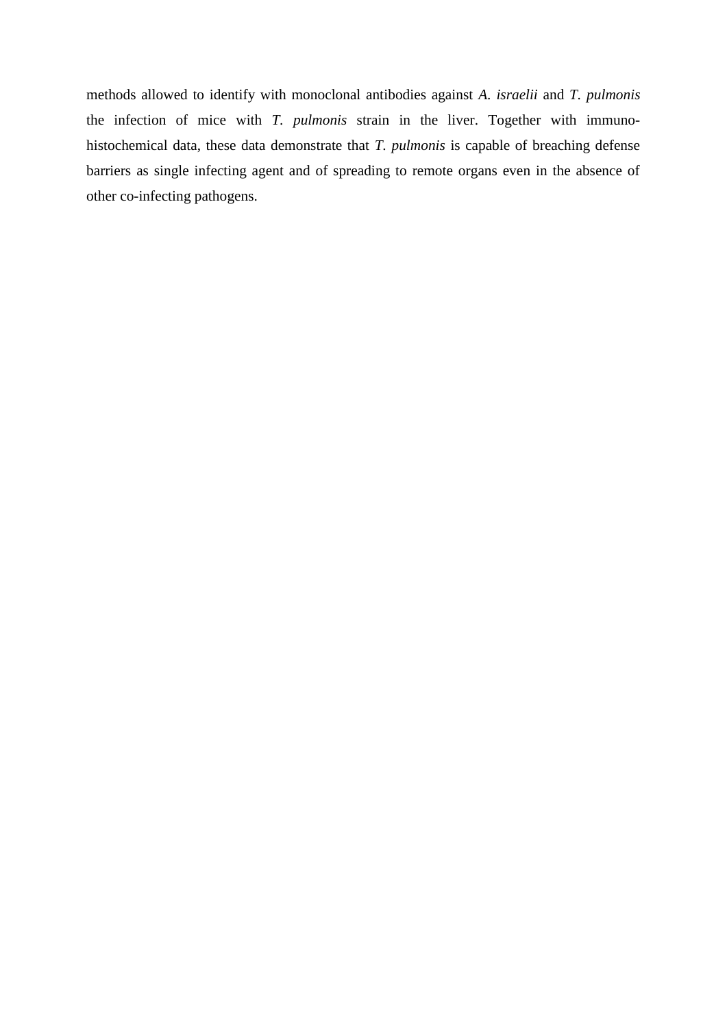methods allowed to identify with monoclonal antibodies against *A. israelii* and *T. pulmonis* the infection of mice with *T. pulmonis* strain in the liver. Together with immuno-histochemical data, these data demonstrate that *T. pulmonis* is capable of breaching defense barriers as single infecting agent and of spreading to remote organs even in the absence of other co-infecting pathogens.